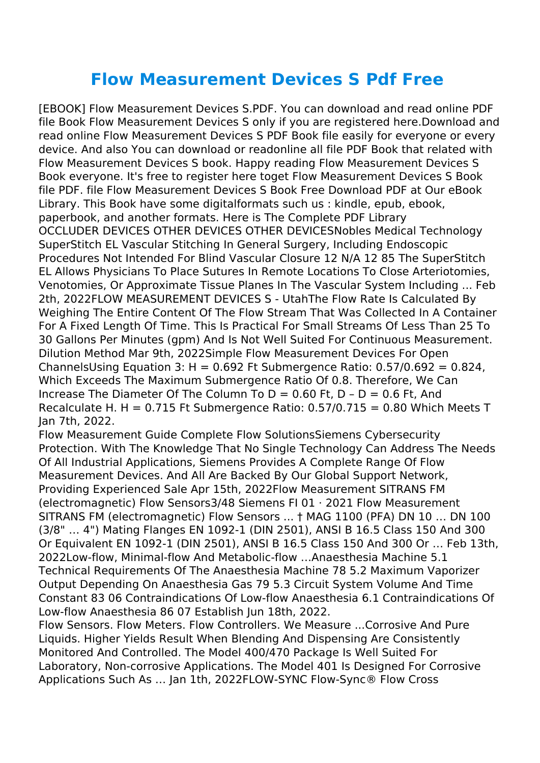# Flow Measurement Devices S Pdf Free

[EBOOK] Flow Measurement Devices S.PDF. You can download and read online PDF file Book Flow Measurement Devices S only if you are registered here.Download and read online Flow Measurement Devices S PDF Book file easily for everyone or every device. And also You can download or readonline all file PDF Book that related with Flow Measurement Devices S book. Happy reading Flow Measurement Devices S Book everyone. It's free to register here toget Flow Measurement Devices S Book file PDF. file Flow Measurement Devices S Book Free Download PDF at Our eBook Library. This Book have some digitalformats such us : kindle, epub, ebook, paperbook, and another formats. Here is The Complete PDF Library

OCCLUDER DEVICES OTHER DEVICES OTHER DEVICESNobles Medical Technology SuperStitch EL Vascular Stitching In General Surgery, Including Endoscopic Procedures Not Intended For Blind Vascular Closure 12 N/A 12 85 The SuperStitch EL Allows Physicians To Place Sutures In Remote Locations To Close Arteriotomies, Venotomies, Or Approximate Tissue Planes In The Vascular System Including ... Feb 2th, 2022FLOW MEASUREMENT DEVICES S - UtahThe Flow Rate Is Calculated By Weighing The Entire Content Of The Flow Stream That Was Collected In A Container For A Fixed Length Of Time. This Is Practical For Small Streams Of Less Than 25 To 30 Gallons Per Minutes (gpm) And Is Not Well Suited For Continuous Measurement. Dilution Method Mar 9th, 2022Simple Flow Measurement Devices For Open ChannelsUsing Equation 3: H = 0.692 Ft Submergence Ratio: 0.57/0.692 = 0.824, Which Exceeds The Maximum Submergence Ratio Of 0.8. Therefore, We Can Increase The Diameter Of The Column To D = 0.60 Ft, D – D = 0.6 Ft, And Recalculate H. H = 0.715 Ft Submergence Ratio: 0.57/0.715 = 0.80 Which Meets T Jan 7th, 2022.

Flow Measurement Guide Complete Flow SolutionsSiemens Cybersecurity Protection. With The Knowledge That No Single Technology Can Address The Needs Of All Industrial Applications, Siemens Provides A Complete Range Of Flow Measurement Devices. And All Are Backed By Our Global Support Network, Providing Experienced Sale Apr 15th, 2022Flow Measurement SITRANS FM (electromagnetic) Flow Sensors3/48 Siemens FI 01 · 2021 Flow Measurement SITRANS FM (electromagnetic) Flow Sensors ... † MAG 1100 (PFA) DN 10 ... DN 100 (3/8" ... 4") Mating Flanges EN 1092-1 (DIN 2501), ANSI B 16.5 Class 150 And 300 Or Equivalent EN 1092-1 (DIN 2501), ANSI B 16.5 Class 150 And 300 Or ... Feb 13th, 2022Low-flow, Minimal-flow And Metabolic-flow ...Anaesthesia Machine 5.1 Technical Requirements Of The Anaesthesia Machine 78 5.2 Maximum Vaporizer Output Depending On Anaesthesia Gas 79 5.3 Circuit System Volume And Time Constant 83 06 Contraindications Of Low-flow Anaesthesia 6.1 Contraindications Of Low-flow Anaesthesia 86 07 Establish Jun 18th, 2022.

Flow Sensors. Flow Meters. Flow Controllers. We Measure ...Corrosive And Pure Liquids. Higher Yields Result When Blending And Dispensing Are Consistently Monitored And Controlled. The Model 400/470 Package Is Well Suited For Laboratory, Non-corrosive Applications. The Model 401 Is Designed For Corrosive Applications Such As ... Jan 1th, 2022FLOW-SYNC Flow-Sync® Flow Cross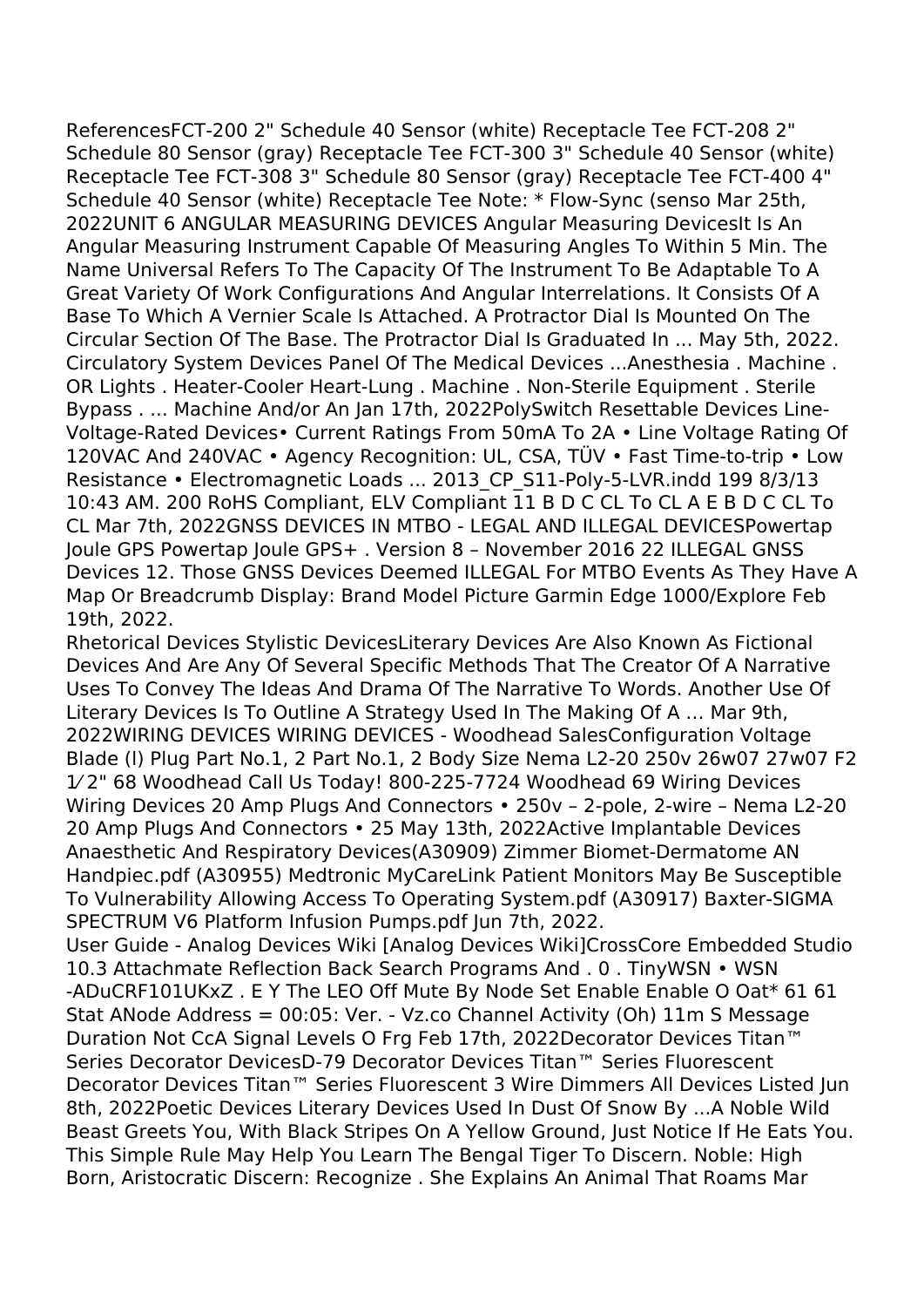ReferencesFCT-200 2" Schedule 40 Sensor (white) Receptacle Tee FCT-208 2" Schedule 80 Sensor (gray) Receptacle Tee FCT-300 3" Schedule 40 Sensor (white) Receptacle Tee FCT-308 3" Schedule 80 Sensor (gray) Receptacle Tee FCT-400 4" Schedule 40 Sensor (white) Receptacle Tee Note: * Flow-Sync (senso Mar 25th, 2022UNIT 6 ANGULAR MEASURING DEVICES Angular Measuring DevicesIt Is An Angular Measuring Instrument Capable Of Measuring Angles To Within 5 Min. The Name Universal Refers To The Capacity Of The Instrument To Be Adaptable To A Great Variety Of Work Configurations And Angular Interrelations. It Consists Of A Base To Which A Vernier Scale Is Attached. A Protractor Dial Is Mounted On The Circular Section Of The Base. The Protractor Dial Is Graduated In ... May 5th, 2022. Circulatory System Devices Panel Of The Medical Devices ...Anesthesia . Machine . OR Lights . Heater-Cooler Heart-Lung . Machine . Non-Sterile Equipment . Sterile Bypass . ... Machine And/or An Jan 17th, 2022PolySwitch Resettable Devices Line-Voltage-Rated Devices• Current Ratings From 50mA To 2A • Line Voltage Rating Of 120VAC And 240VAC • Agency Recognition: UL, CSA, TÜV • Fast Time-to-trip • Low Resistance • Electromagnetic Loads ... 2013_CP_S11-Poly-5-LVR.indd 199 8/3/13 10:43 AM. 200 RoHS Compliant, ELV Compliant 11 B D C CL To CL A E B D C CL To CL Mar 7th, 2022GNSS DEVICES IN MTBO - LEGAL AND ILLEGAL DEVICESPowertap Joule GPS Powertap Joule GPS+ . Version 8 – November 2016 22 ILLEGAL GNSS Devices 12. Those GNSS Devices Deemed ILLEGAL For MTBO Events As They Have A Map Or Breadcrumb Display: Brand Model Picture Garmin Edge 1000/Explore Feb 19th, 2022.

Rhetorical Devices Stylistic DevicesLiterary Devices Are Also Known As Fictional Devices And Are Any Of Several Specific Methods That The Creator Of A Narrative Uses To Convey The Ideas And Drama Of The Narrative To Words. Another Use Of Literary Devices Is To Outline A Strategy Used In The Making Of A ... Mar 9th, 2022WIRING DEVICES WIRING DEVICES - Woodhead SalesConfiguration Voltage Blade (l) Plug Part No.1, 2 Part No.1, 2 Body Size Nema L2-20 250v 26w07 27w07 F2 1⁄2" 68 Woodhead Call Us Today! 800-225-7724 Woodhead 69 Wiring Devices Wiring Devices 20 Amp Plugs And Connectors • 250v – 2-pole, 2-wire – Nema L2-20 20 Amp Plugs And Connectors • 25 May 13th, 2022Active Implantable Devices Anaesthetic And Respiratory Devices(A30909) Zimmer Biomet-Dermatome AN Handpiec.pdf (A30955) Medtronic MyCareLink Patient Monitors May Be Susceptible To Vulnerability Allowing Access To Operating System.pdf (A30917) Baxter-SIGMA SPECTRUM V6 Platform Infusion Pumps.pdf Jun 7th, 2022.

User Guide - Analog Devices Wiki [Analog Devices Wiki]CrossCore Embedded Studio 10.3 Attachmate Reflection Back Search Programs And . 0 . TinyWSN • WSN -ADuCRF101UKxZ . E Y The LEO Off Mute By Node Set Enable Enable O Oat* 61 61 Stat ANode Address = 00:05: Ver. - Vz.co Channel Activity (Oh) 11m S Message Duration Not CcA Signal Levels O Frg Feb 17th, 2022Decorator Devices Titan™ Series Decorator DevicesD-79 Decorator Devices Titan™ Series Fluorescent Decorator Devices Titan™ Series Fluorescent 3 Wire Dimmers All Devices Listed Jun 8th, 2022Poetic Devices Literary Devices Used In Dust Of Snow By ...A Noble Wild Beast Greets You, With Black Stripes On A Yellow Ground, Just Notice If He Eats You. This Simple Rule May Help You Learn The Bengal Tiger To Discern. Noble: High Born, Aristocratic Discern: Recognize . She Explains An Animal That Roams Mar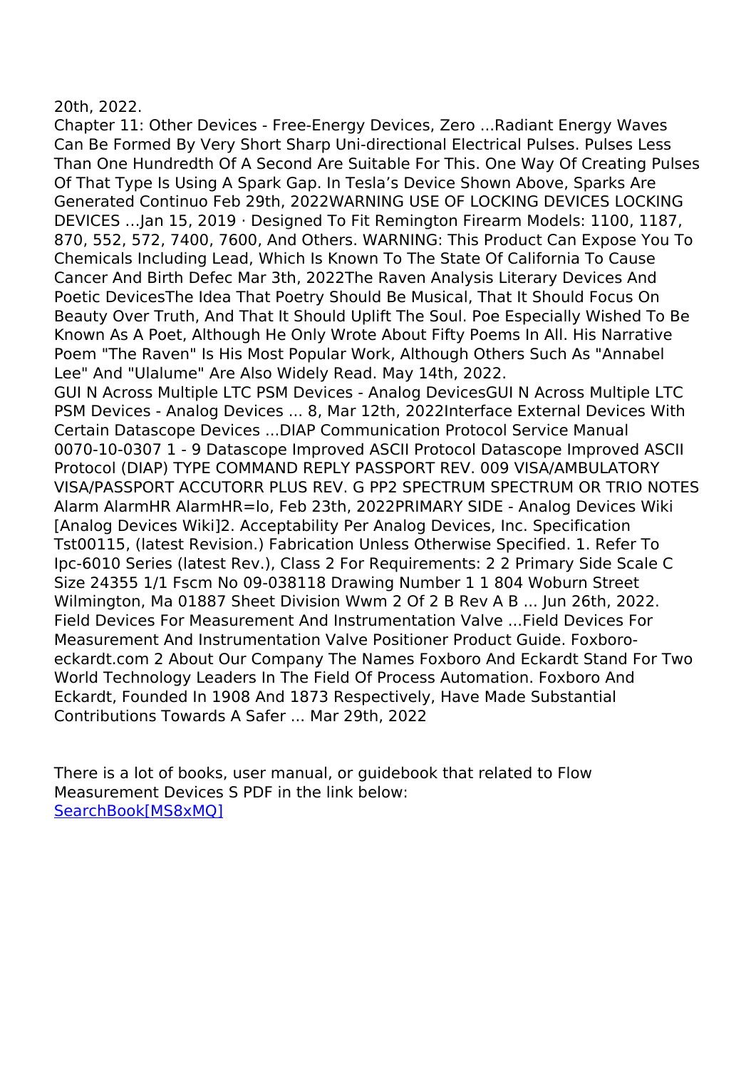20th, 2022.

Chapter 11: Other Devices - Free-Energy Devices, Zero ...Radiant Energy Waves Can Be Formed By Very Short Sharp Uni-directional Electrical Pulses. Pulses Less Than One Hundredth Of A Second Are Suitable For This. One Way Of Creating Pulses Of That Type Is Using A Spark Gap. In Tesla's Device Shown Above, Sparks Are Generated Continuo Feb 29th, 2022WARNING USE OF LOCKING DEVICES LOCKING DEVICES …Jan 15, 2019 · Designed To Fit Remington Firearm Models: 1100, 1187, 870, 552, 572, 7400, 7600, And Others. WARNING: This Product Can Expose You To Chemicals Including Lead, Which Is Known To The State Of California To Cause Cancer And Birth Defec Mar 3th, 2022The Raven Analysis Literary Devices And Poetic DevicesThe Idea That Poetry Should Be Musical, That It Should Focus On Beauty Over Truth, And That It Should Uplift The Soul. Poe Especially Wished To Be Known As A Poet, Although He Only Wrote About Fifty Poems In All. His Narrative Poem "The Raven" Is His Most Popular Work, Although Others Such As "Annabel Lee" And "Ulalume" Are Also Widely Read. May 14th, 2022.

GUI N Across Multiple LTC PSM Devices - Analog DevicesGUI N Across Multiple LTC PSM Devices - Analog Devices ... 8, Mar 12th, 2022Interface External Devices With Certain Datascope Devices ...DIAP Communication Protocol Service Manual 0070-10-0307 1 - 9 Datascope Improved ASCII Protocol Datascope Improved ASCII Protocol (DIAP) TYPE COMMAND REPLY PASSPORT REV. 009 VISA/AMBULATORY VISA/PASSPORT ACCUTORR PLUS REV. G PP2 SPECTRUM SPECTRUM OR TRIO NOTES Alarm AlarmHR AlarmHR=lo, Feb 23th, 2022PRIMARY SIDE - Analog Devices Wiki [Analog Devices Wiki]2. Acceptability Per Analog Devices, Inc. Specification Tst00115, (latest Revision.) Fabrication Unless Otherwise Specified. 1. Refer To Ipc-6010 Series (latest Rev.), Class 2 For Requirements: 2 2 Primary Side Scale C Size 24355 1/1 Fscm No 09-038118 Drawing Number 1 1 804 Woburn Street Wilmington, Ma 01887 Sheet Division Wwm 2 Of 2 B Rev A B ... Jun 26th, 2022.

Field Devices For Measurement And Instrumentation Valve ...Field Devices For Measurement And Instrumentation Valve Positioner Product Guide. Foxboro-eckardt.com 2 About Our Company The Names Foxboro And Eckardt Stand For Two World Technology Leaders In The Field Of Process Automation. Foxboro And Eckardt, Founded In 1908 And 1873 Respectively, Have Made Substantial Contributions Towards A Safer ... Mar 29th, 2022

There is a lot of books, user manual, or guidebook that related to Flow Measurement Devices S PDF in the link below:
SearchBook[MS8xMQ]